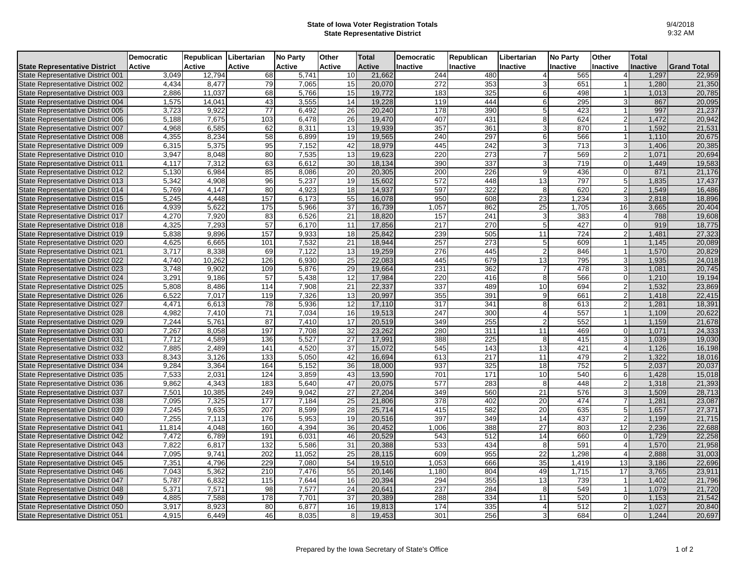**State of Iowa Voter Registration Totals**
**State Representative District**

9/4/2018
9:32 AM

| State Representative District | Democratic Active | Republican Active | Libertarian Active | No Party Active | Other Active | Total Active | Democratic Inactive | Republican Inactive | Libertarian Inactive | No Party Inactive | Other Inactive | Total Inactive | Grand Total |
|---|---|---|---|---|---|---|---|---|---|---|---|---|---|
| State Representative District 001 | 3,049 | 12,794 | 68 | 5,741 | 10 | 21,662 | 244 | 480 | 4 | 565 | 4 | 1,297 | 22,959 |
| State Representative District 002 | 4,434 | 8,477 | 79 | 7,065 | 15 | 20,070 | 272 | 353 | 3 | 651 | 1 | 1,280 | 21,350 |
| State Representative District 003 | 2,886 | 11,037 | 68 | 5,766 | 15 | 19,772 | 183 | 325 | 6 | 498 | 1 | 1,013 | 20,785 |
| State Representative District 004 | 1,575 | 14,041 | 43 | 3,555 | 14 | 19,228 | 119 | 444 | 6 | 295 | 3 | 867 | 20,095 |
| State Representative District 005 | 3,723 | 9,922 | 77 | 6,492 | 26 | 20,240 | 178 | 390 | 5 | 423 | 1 | 997 | 21,237 |
| State Representative District 006 | 5,188 | 7,675 | 103 | 6,478 | 26 | 19,470 | 407 | 431 | 8 | 624 | 2 | 1,472 | 20,942 |
| State Representative District 007 | 4,968 | 6,585 | 62 | 8,311 | 13 | 19,939 | 357 | 361 | 3 | 870 | 1 | 1,592 | 21,531 |
| State Representative District 008 | 4,355 | 8,234 | 58 | 6,899 | 19 | 19,565 | 240 | 297 | 6 | 566 | 1 | 1,110 | 20,675 |
| State Representative District 009 | 6,315 | 5,375 | 95 | 7,152 | 42 | 18,979 | 445 | 242 | 3 | 713 | 3 | 1,406 | 20,385 |
| State Representative District 010 | 3,947 | 8,048 | 80 | 7,535 | 13 | 19,623 | 220 | 273 | 7 | 569 | 2 | 1,071 | 20,694 |
| State Representative District 011 | 4,117 | 7,312 | 63 | 6,612 | 30 | 18,134 | 390 | 337 | 3 | 719 | 0 | 1,449 | 19,583 |
| State Representative District 012 | 5,130 | 6,984 | 85 | 8,086 | 20 | 20,305 | 200 | 226 | 9 | 436 | 0 | 871 | 21,176 |
| State Representative District 013 | 5,342 | 4,908 | 96 | 5,237 | 19 | 15,602 | 572 | 448 | 13 | 797 | 5 | 1,835 | 17,437 |
| State Representative District 014 | 5,769 | 4,147 | 80 | 4,923 | 18 | 14,937 | 597 | 322 | 8 | 620 | 2 | 1,549 | 16,486 |
| State Representative District 015 | 5,245 | 4,448 | 157 | 6,173 | 55 | 16,078 | 950 | 608 | 23 | 1,234 | 3 | 2,818 | 18,896 |
| State Representative District 016 | 4,939 | 5,622 | 175 | 5,966 | 37 | 16,739 | 1,057 | 862 | 25 | 1,705 | 16 | 3,665 | 20,404 |
| State Representative District 017 | 4,270 | 7,920 | 83 | 6,526 | 21 | 18,820 | 157 | 241 | 3 | 383 | 4 | 788 | 19,608 |
| State Representative District 018 | 4,325 | 7,293 | 57 | 6,170 | 11 | 17,856 | 217 | 270 | 5 | 427 | 0 | 919 | 18,775 |
| State Representative District 019 | 5,838 | 9,896 | 157 | 9,933 | 18 | 25,842 | 239 | 505 | 11 | 724 | 2 | 1,481 | 27,323 |
| State Representative District 020 | 4,625 | 6,665 | 101 | 7,532 | 21 | 18,944 | 257 | 273 | 5 | 609 | 1 | 1,145 | 20,089 |
| State Representative District 021 | 3,717 | 8,338 | 69 | 7,122 | 13 | 19,259 | 276 | 445 | 2 | 846 | 1 | 1,570 | 20,829 |
| State Representative District 022 | 4,740 | 10,262 | 126 | 6,930 | 25 | 22,083 | 445 | 679 | 13 | 795 | 3 | 1,935 | 24,018 |
| State Representative District 023 | 3,748 | 9,902 | 109 | 5,876 | 29 | 19,664 | 231 | 362 | 7 | 478 | 3 | 1,081 | 20,745 |
| State Representative District 024 | 3,291 | 9,186 | 57 | 5,438 | 12 | 17,984 | 220 | 416 | 8 | 566 | 0 | 1,210 | 19,194 |
| State Representative District 025 | 5,808 | 8,486 | 114 | 7,908 | 21 | 22,337 | 337 | 489 | 10 | 694 | 2 | 1,532 | 23,869 |
| State Representative District 026 | 6,522 | 7,017 | 119 | 7,326 | 13 | 20,997 | 355 | 391 | 9 | 661 | 2 | 1,418 | 22,415 |
| State Representative District 027 | 4,471 | 6,613 | 78 | 5,936 | 12 | 17,110 | 317 | 341 | 8 | 613 | 2 | 1,281 | 18,391 |
| State Representative District 028 | 4,982 | 7,410 | 71 | 7,034 | 16 | 19,513 | 247 | 300 | 4 | 557 | 1 | 1,109 | 20,622 |
| State Representative District 029 | 7,244 | 5,761 | 87 | 7,410 | 17 | 20,519 | 349 | 255 | 2 | 552 | 1 | 1,159 | 21,678 |
| State Representative District 030 | 7,267 | 8,058 | 197 | 7,708 | 32 | 23,262 | 280 | 311 | 11 | 469 | 0 | 1,071 | 24,333 |
| State Representative District 031 | 7,712 | 4,589 | 136 | 5,527 | 27 | 17,991 | 388 | 225 | 8 | 415 | 3 | 1,039 | 19,030 |
| State Representative District 032 | 7,885 | 2,489 | 141 | 4,520 | 37 | 15,072 | 545 | 143 | 13 | 421 | 4 | 1,126 | 16,198 |
| State Representative District 033 | 8,343 | 3,126 | 133 | 5,050 | 42 | 16,694 | 613 | 217 | 11 | 479 | 2 | 1,322 | 18,016 |
| State Representative District 034 | 9,284 | 3,364 | 164 | 5,152 | 36 | 18,000 | 937 | 325 | 18 | 752 | 5 | 2,037 | 20,037 |
| State Representative District 035 | 7,533 | 2,031 | 124 | 3,859 | 43 | 13,590 | 701 | 171 | 10 | 540 | 6 | 1,428 | 15,018 |
| State Representative District 036 | 9,862 | 4,343 | 183 | 5,640 | 47 | 20,075 | 577 | 283 | 8 | 448 | 2 | 1,318 | 21,393 |
| State Representative District 037 | 7,501 | 10,385 | 249 | 9,042 | 27 | 27,204 | 349 | 560 | 21 | 576 | 3 | 1,509 | 28,713 |
| State Representative District 038 | 7,095 | 7,325 | 177 | 7,184 | 25 | 21,806 | 378 | 402 | 20 | 474 | 7 | 1,281 | 23,087 |
| State Representative District 039 | 7,245 | 9,635 | 207 | 8,599 | 28 | 25,714 | 415 | 582 | 20 | 635 | 5 | 1,657 | 27,371 |
| State Representative District 040 | 7,255 | 7,113 | 176 | 5,953 | 19 | 20,516 | 397 | 349 | 14 | 437 | 2 | 1,199 | 21,715 |
| State Representative District 041 | 11,814 | 4,048 | 160 | 4,394 | 36 | 20,452 | 1,006 | 388 | 27 | 803 | 12 | 2,236 | 22,688 |
| State Representative District 042 | 7,472 | 6,789 | 191 | 6,031 | 46 | 20,529 | 543 | 512 | 14 | 660 | 0 | 1,729 | 22,258 |
| State Representative District 043 | 7,822 | 6,817 | 132 | 5,586 | 31 | 20,388 | 533 | 434 | 8 | 591 | 4 | 1,570 | 21,958 |
| State Representative District 044 | 7,095 | 9,741 | 202 | 11,052 | 25 | 28,115 | 609 | 955 | 22 | 1,298 | 4 | 2,888 | 31,003 |
| State Representative District 045 | 7,351 | 4,796 | 229 | 7,080 | 54 | 19,510 | 1,053 | 666 | 35 | 1,419 | 13 | 3,186 | 22,696 |
| State Representative District 046 | 7,043 | 5,362 | 210 | 7,476 | 55 | 20,146 | 1,180 | 804 | 49 | 1,715 | 17 | 3,765 | 23,911 |
| State Representative District 047 | 5,787 | 6,832 | 115 | 7,644 | 16 | 20,394 | 294 | 355 | 13 | 739 | 1 | 1,402 | 21,796 |
| State Representative District 048 | 5,371 | 7,571 | 98 | 7,577 | 24 | 20,641 | 237 | 284 | 8 | 549 | 1 | 1,079 | 21,720 |
| State Representative District 049 | 4,885 | 7,588 | 178 | 7,701 | 37 | 20,389 | 288 | 334 | 11 | 520 | 0 | 1,153 | 21,542 |
| State Representative District 050 | 3,917 | 8,923 | 80 | 6,877 | 16 | 19,813 | 174 | 335 | 4 | 512 | 2 | 1,027 | 20,840 |
| State Representative District 051 | 4,915 | 6,449 | 46 | 8,035 | 8 | 19,453 | 301 | 256 | 3 | 684 | 0 | 1,244 | 20,697 |

Prepared by the Iowa Secretary of State's Office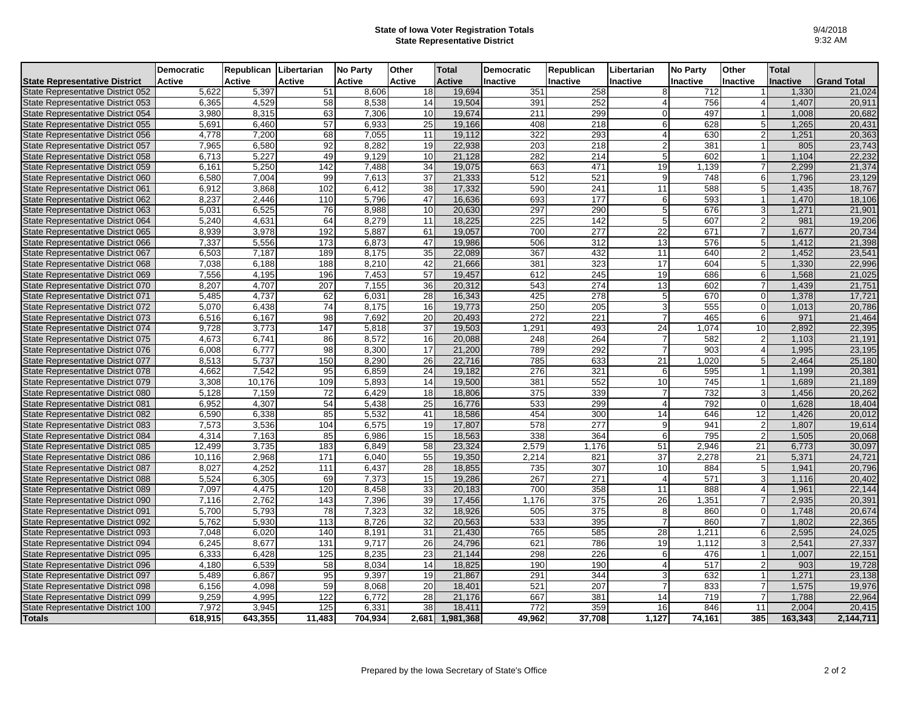**State of Iowa Voter Registration Totals**
**State Representative District**

9/4/2018
9:32 AM

| State Representative District | Democratic Active | Republican Active | Libertarian Active | No Party Active | Other Active | Total Active | Democratic Inactive | Republican Inactive | Libertarian Inactive | No Party Inactive | Other Inactive | Total Inactive | Grand Total |
|---|---|---|---|---|---|---|---|---|---|---|---|---|---|
| State Representative District 052 | 5,622 | 5,397 | 51 | 8,606 | 18 | 19,694 | 351 | 258 | 8 | 712 | 1 | 1,330 | 21,024 |
| State Representative District 053 | 6,365 | 4,529 | 58 | 8,538 | 14 | 19,504 | 391 | 252 | 4 | 756 | 4 | 1,407 | 20,911 |
| State Representative District 054 | 3,980 | 8,315 | 63 | 7,306 | 10 | 19,674 | 211 | 299 | 0 | 497 | 1 | 1,008 | 20,682 |
| State Representative District 055 | 5,691 | 6,460 | 57 | 6,933 | 25 | 19,166 | 408 | 218 | 6 | 628 | 5 | 1,265 | 20,431 |
| State Representative District 056 | 4,778 | 7,200 | 68 | 7,055 | 11 | 19,112 | 322 | 293 | 4 | 630 | 2 | 1,251 | 20,363 |
| State Representative District 057 | 7,965 | 6,580 | 92 | 8,282 | 19 | 22,938 | 203 | 218 | 2 | 381 | 1 | 805 | 23,743 |
| State Representative District 058 | 6,713 | 5,227 | 49 | 9,129 | 10 | 21,128 | 282 | 214 | 5 | 602 | 1 | 1,104 | 22,232 |
| State Representative District 059 | 6,161 | 5,250 | 142 | 7,488 | 34 | 19,075 | 663 | 471 | 19 | 1,139 | 7 | 2,299 | 21,374 |
| State Representative District 060 | 6,580 | 7,004 | 99 | 7,613 | 37 | 21,333 | 512 | 521 | 9 | 748 | 6 | 1,796 | 23,129 |
| State Representative District 061 | 6,912 | 3,868 | 102 | 6,412 | 38 | 17,332 | 590 | 241 | 11 | 588 | 5 | 1,435 | 18,767 |
| State Representative District 062 | 8,237 | 2,446 | 110 | 5,796 | 47 | 16,636 | 693 | 177 | 6 | 593 | 1 | 1,470 | 18,106 |
| State Representative District 063 | 5,031 | 6,525 | 76 | 8,988 | 10 | 20,630 | 297 | 290 | 5 | 676 | 3 | 1,271 | 21,901 |
| State Representative District 064 | 5,240 | 4,631 | 64 | 8,279 | 11 | 18,225 | 225 | 142 | 5 | 607 | 2 | 981 | 19,206 |
| State Representative District 065 | 8,939 | 3,978 | 192 | 5,887 | 61 | 19,057 | 700 | 277 | 22 | 671 | 7 | 1,677 | 20,734 |
| State Representative District 066 | 7,337 | 5,556 | 173 | 6,873 | 47 | 19,986 | 506 | 312 | 13 | 576 | 5 | 1,412 | 21,398 |
| State Representative District 067 | 6,503 | 7,187 | 189 | 8,175 | 35 | 22,089 | 367 | 432 | 11 | 640 | 2 | 1,452 | 23,541 |
| State Representative District 068 | 7,038 | 6,188 | 188 | 8,210 | 42 | 21,666 | 381 | 323 | 17 | 604 | 5 | 1,330 | 22,996 |
| State Representative District 069 | 7,556 | 4,195 | 196 | 7,453 | 57 | 19,457 | 612 | 245 | 19 | 686 | 6 | 1,568 | 21,025 |
| State Representative District 070 | 8,207 | 4,707 | 207 | 7,155 | 36 | 20,312 | 543 | 274 | 13 | 602 | 7 | 1,439 | 21,751 |
| State Representative District 071 | 5,485 | 4,737 | 62 | 6,031 | 28 | 16,343 | 425 | 278 | 5 | 670 | 0 | 1,378 | 17,721 |
| State Representative District 072 | 5,070 | 6,438 | 74 | 8,175 | 16 | 19,773 | 250 | 205 | 3 | 555 | 0 | 1,013 | 20,786 |
| State Representative District 073 | 6,516 | 6,167 | 98 | 7,692 | 20 | 20,493 | 272 | 221 | 7 | 465 | 6 | 971 | 21,464 |
| State Representative District 074 | 9,728 | 3,773 | 147 | 5,818 | 37 | 19,503 | 1,291 | 493 | 24 | 1,074 | 10 | 2,892 | 22,395 |
| State Representative District 075 | 4,673 | 6,741 | 86 | 8,572 | 16 | 20,088 | 248 | 264 | 7 | 582 | 2 | 1,103 | 21,191 |
| State Representative District 076 | 6,008 | 6,777 | 98 | 8,300 | 17 | 21,200 | 789 | 292 | 7 | 903 | 4 | 1,995 | 23,195 |
| State Representative District 077 | 8,513 | 5,737 | 150 | 8,290 | 26 | 22,716 | 785 | 633 | 21 | 1,020 | 5 | 2,464 | 25,180 |
| State Representative District 078 | 4,662 | 7,542 | 95 | 6,859 | 24 | 19,182 | 276 | 321 | 6 | 595 | 1 | 1,199 | 20,381 |
| State Representative District 079 | 3,308 | 10,176 | 109 | 5,893 | 14 | 19,500 | 381 | 552 | 10 | 745 | 1 | 1,689 | 21,189 |
| State Representative District 080 | 5,128 | 7,159 | 72 | 6,429 | 18 | 18,806 | 375 | 339 | 7 | 732 | 3 | 1,456 | 20,262 |
| State Representative District 081 | 6,952 | 4,307 | 54 | 5,438 | 25 | 16,776 | 533 | 299 | 4 | 792 | 0 | 1,628 | 18,404 |
| State Representative District 082 | 6,590 | 6,338 | 85 | 5,532 | 41 | 18,586 | 454 | 300 | 14 | 646 | 12 | 1,426 | 20,012 |
| State Representative District 083 | 7,573 | 3,536 | 104 | 6,575 | 19 | 17,807 | 578 | 277 | 9 | 941 | 2 | 1,807 | 19,614 |
| State Representative District 084 | 4,314 | 7,163 | 85 | 6,986 | 15 | 18,563 | 338 | 364 | 6 | 795 | 2 | 1,505 | 20,068 |
| State Representative District 085 | 12,499 | 3,735 | 183 | 6,849 | 58 | 23,324 | 2,579 | 1,176 | 51 | 2,946 | 21 | 6,773 | 30,097 |
| State Representative District 086 | 10,116 | 2,968 | 171 | 6,040 | 55 | 19,350 | 2,214 | 821 | 37 | 2,278 | 21 | 5,371 | 24,721 |
| State Representative District 087 | 8,027 | 4,252 | 111 | 6,437 | 28 | 18,855 | 735 | 307 | 10 | 884 | 5 | 1,941 | 20,796 |
| State Representative District 088 | 5,524 | 6,305 | 69 | 7,373 | 15 | 19,286 | 267 | 271 | 4 | 571 | 3 | 1,116 | 20,402 |
| State Representative District 089 | 7,097 | 4,475 | 120 | 8,458 | 33 | 20,183 | 700 | 358 | 11 | 888 | 4 | 1,961 | 22,144 |
| State Representative District 090 | 7,116 | 2,762 | 143 | 7,396 | 39 | 17,456 | 1,176 | 375 | 26 | 1,351 | 7 | 2,935 | 20,391 |
| State Representative District 091 | 5,700 | 5,793 | 78 | 7,323 | 32 | 18,926 | 505 | 375 | 8 | 860 | 0 | 1,748 | 20,674 |
| State Representative District 092 | 5,762 | 5,930 | 113 | 8,726 | 32 | 20,563 | 533 | 395 | 7 | 860 | 7 | 1,802 | 22,365 |
| State Representative District 093 | 7,048 | 6,020 | 140 | 8,191 | 31 | 21,430 | 765 | 585 | 28 | 1,211 | 6 | 2,595 | 24,025 |
| State Representative District 094 | 6,245 | 8,677 | 131 | 9,717 | 26 | 24,796 | 621 | 786 | 19 | 1,112 | 3 | 2,541 | 27,337 |
| State Representative District 095 | 6,333 | 6,428 | 125 | 8,235 | 23 | 21,144 | 298 | 226 | 6 | 476 | 1 | 1,007 | 22,151 |
| State Representative District 096 | 4,180 | 6,539 | 58 | 8,034 | 14 | 18,825 | 190 | 190 | 4 | 517 | 2 | 903 | 19,728 |
| State Representative District 097 | 5,489 | 6,867 | 95 | 9,397 | 19 | 21,867 | 291 | 344 | 3 | 632 | 1 | 1,271 | 23,138 |
| State Representative District 098 | 6,156 | 4,098 | 59 | 8,068 | 20 | 18,401 | 521 | 207 | 7 | 833 | 7 | 1,575 | 19,976 |
| State Representative District 099 | 9,259 | 4,995 | 122 | 6,772 | 28 | 21,176 | 667 | 381 | 14 | 719 | 7 | 1,788 | 22,964 |
| State Representative District 100 | 7,972 | 3,945 | 125 | 6,331 | 38 | 18,411 | 772 | 359 | 16 | 846 | 11 | 2,004 | 20,415 |
| **Totals** | **618,915** | **643,355** | **11,483** | **704,934** | **2,681** | **1,981,368** | **49,962** | **37,708** | **1,127** | **74,161** | **385** | **163,343** | **2,144,711** |

Prepared by the Iowa Secretary of State's Office